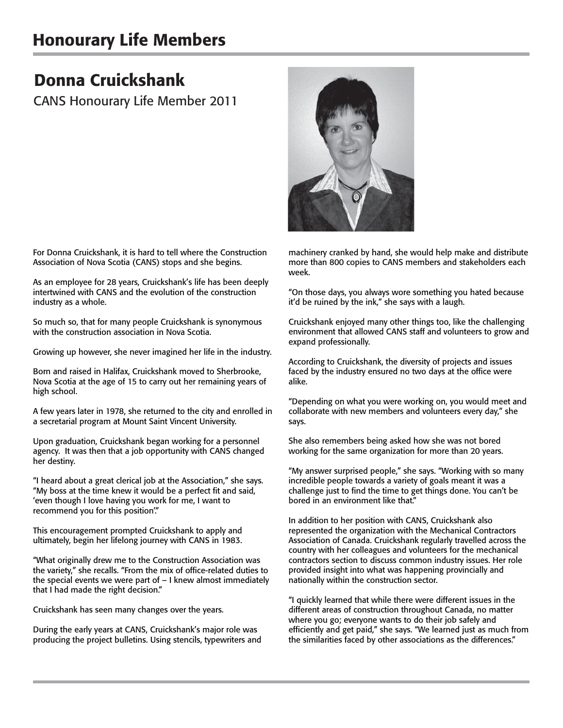# Honourary Life Members

## Donna Cruickshank

CANS Honourary Life Member 2011

For Donna Cruickshank, it is hard to tell where the Construction Association of Nova Scotia (CANS) stops and she begins.

As an employee for 28 years, Cruickshank's life has been deeply intertwined with CANS and the evolution of the construction industry as a whole.

So much so, that for many people Cruickshank is synonymous with the construction association in Nova Scotia.

Growing up however, she never imagined her life in the industry.

Born and raised in Halifax, Cruickshank moved to Sherbrooke, Nova Scotia at the age of 15 to carry out her remaining years of high school.

A few years later in 1978, she returned to the city and enrolled in a secretarial program at Mount Saint Vincent University.

Upon graduation, Cruickshank began working for a personnel agency. It was then that a job opportunity with CANS changed her destiny.

"I heard about a great clerical job at the Association," she says. "My boss at the time knew it would be a perfect fit and said, 'even though I love having you work for me, I want to recommend you for this position'."

This encouragement prompted Cruickshank to apply and ultimately, begin her lifelong journey with CANS in 1983.

"What originally drew me to the Construction Association was the variety," she recalls. "From the mix of office-related duties to the special events we were part of – I knew almost immediately that I had made the right decision."

Cruickshank has seen many changes over the years.

During the early years at CANS, Cruickshank's major role was producing the project bulletins. Using stencils, typewriters and machinery cranked by hand, she would help make and distribute more than 800 copies to CANS members and stakeholders each week.

"On those days, you always wore something you hated because it'd be ruined by the ink," she says with a laugh.

Cruickshank enjoyed many other things too, like the challenging environment that allowed CANS staff and volunteers to grow and expand professionally.

According to Cruickshank, the diversity of projects and issues faced by the industry ensured no two days at the office were alike.

"Depending on what you were working on, you would meet and collaborate with new members and volunteers every day," she says.

She also remembers being asked how she was not bored working for the same organization for more than 20 years.

"My answer surprised people," she says. "Working with so many incredible people towards a variety of goals meant it was a challenge just to find the time to get things done. You can't be bored in an environment like that."

In addition to her position with CANS, Cruickshank also represented the organization with the Mechanical Contractors Association of Canada. Cruickshank regularly travelled across the country with her colleagues and volunteers for the mechanical contractors section to discuss common industry issues. Her role provided insight into what was happening provincially and nationally within the construction sector.

"I quickly learned that while there were different issues in the different areas of construction throughout Canada, no matter where you go; everyone wants to do their job safely and efficiently and get paid," she says. "We learned just as much from the similarities faced by other associations as the differences."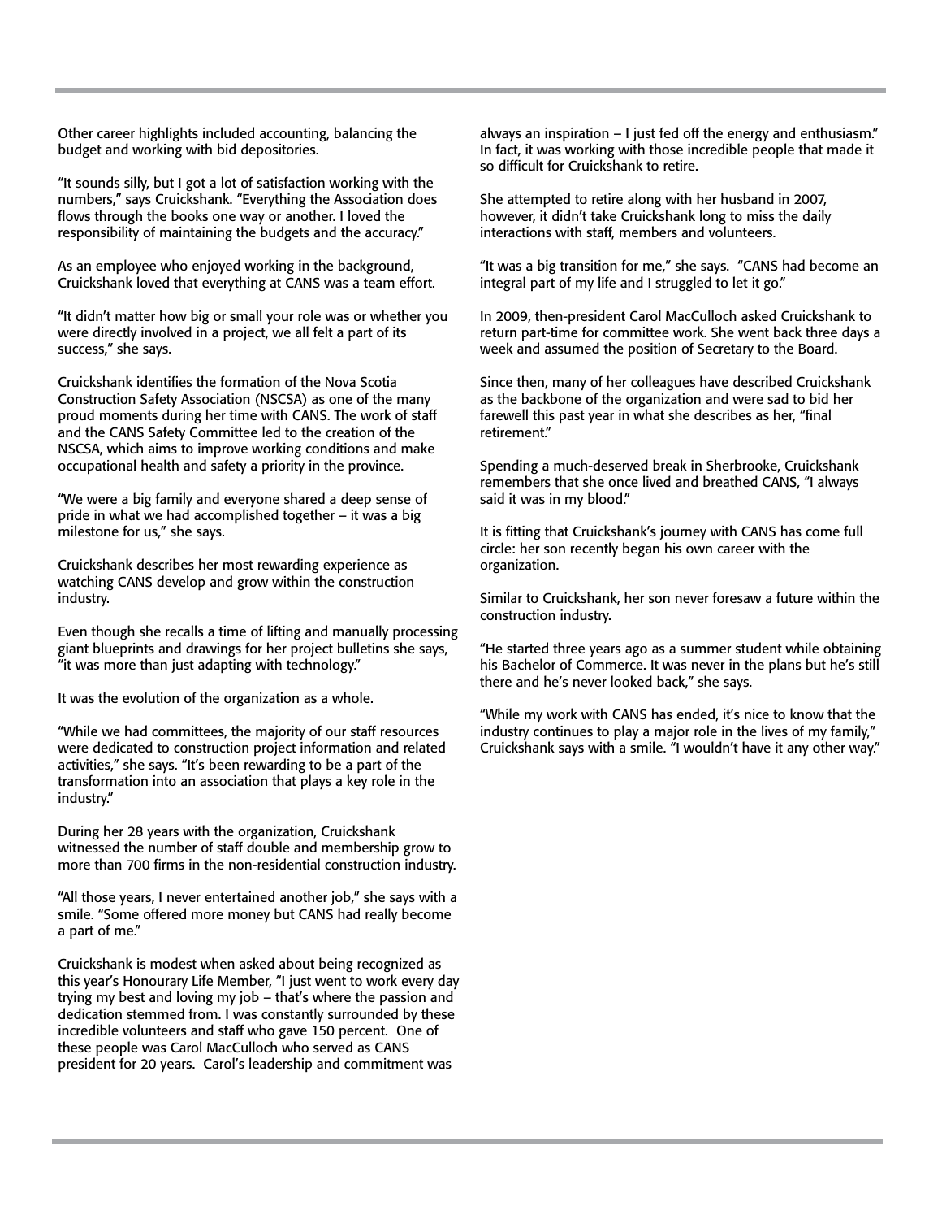Other career highlights included accounting, balancing the budget and working with bid depositories.

"It sounds silly, but I got a lot of satisfaction working with the numbers," says Cruickshank. "Everything the Association does flows through the books one way or another. I loved the responsibility of maintaining the budgets and the accuracy."

As an employee who enjoyed working in the background, Cruickshank loved that everything at CANS was a team effort.

"It didn't matter how big or small your role was or whether you were directly involved in a project, we all felt a part of its success," she says.

Cruickshank identifies the formation of the Nova Scotia Construction Safety Association (NSCSA) as one of the many proud moments during her time with CANS. The work of staff and the CANS Safety Committee led to the creation of the NSCSA, which aims to improve working conditions and make occupational health and safety a priority in the province.

"We were a big family and everyone shared a deep sense of pride in what we had accomplished together – it was a big milestone for us," she says.

Cruickshank describes her most rewarding experience as watching CANS develop and grow within the construction industry.

Even though she recalls a time of lifting and manually processing giant blueprints and drawings for her project bulletins she says, "it was more than just adapting with technology."

It was the evolution of the organization as a whole.

"While we had committees, the majority of our staff resources were dedicated to construction project information and related activities," she says. "It's been rewarding to be a part of the transformation into an association that plays a key role in the industry."

During her 28 years with the organization, Cruickshank witnessed the number of staff double and membership grow to more than 700 firms in the non-residential construction industry.

"All those years, I never entertained another job," she says with a smile. "Some offered more money but CANS had really become a part of me."

Cruickshank is modest when asked about being recognized as this year's Honourary Life Member, "I just went to work every day trying my best and loving my job – that's where the passion and dedication stemmed from. I was constantly surrounded by these incredible volunteers and staff who gave 150 percent. One of these people was Carol MacCulloch who served as CANS president for 20 years. Carol's leadership and commitment was always an inspiration – I just fed off the energy and enthusiasm." In fact, it was working with those incredible people that made it so difficult for Cruickshank to retire.

She attempted to retire along with her husband in 2007, however, it didn't take Cruickshank long to miss the daily interactions with staff, members and volunteers.

"It was a big transition for me," she says. "CANS had become an integral part of my life and I struggled to let it go."

In 2009, then-president Carol MacCulloch asked Cruickshank to return part-time for committee work. She went back three days a week and assumed the position of Secretary to the Board.

Since then, many of her colleagues have described Cruickshank as the backbone of the organization and were sad to bid her farewell this past year in what she describes as her, "final retirement."

Spending a much-deserved break in Sherbrooke, Cruickshank remembers that she once lived and breathed CANS, "I always said it was in my blood."

It is fitting that Cruickshank's journey with CANS has come full circle: her son recently began his own career with the organization.

Similar to Cruickshank, her son never foresaw a future within the construction industry.

"He started three years ago as a summer student while obtaining his Bachelor of Commerce. It was never in the plans but he's still there and he's never looked back," she says.

"While my work with CANS has ended, it's nice to know that the industry continues to play a major role in the lives of my family," Cruickshank says with a smile. "I wouldn't have it any other way."